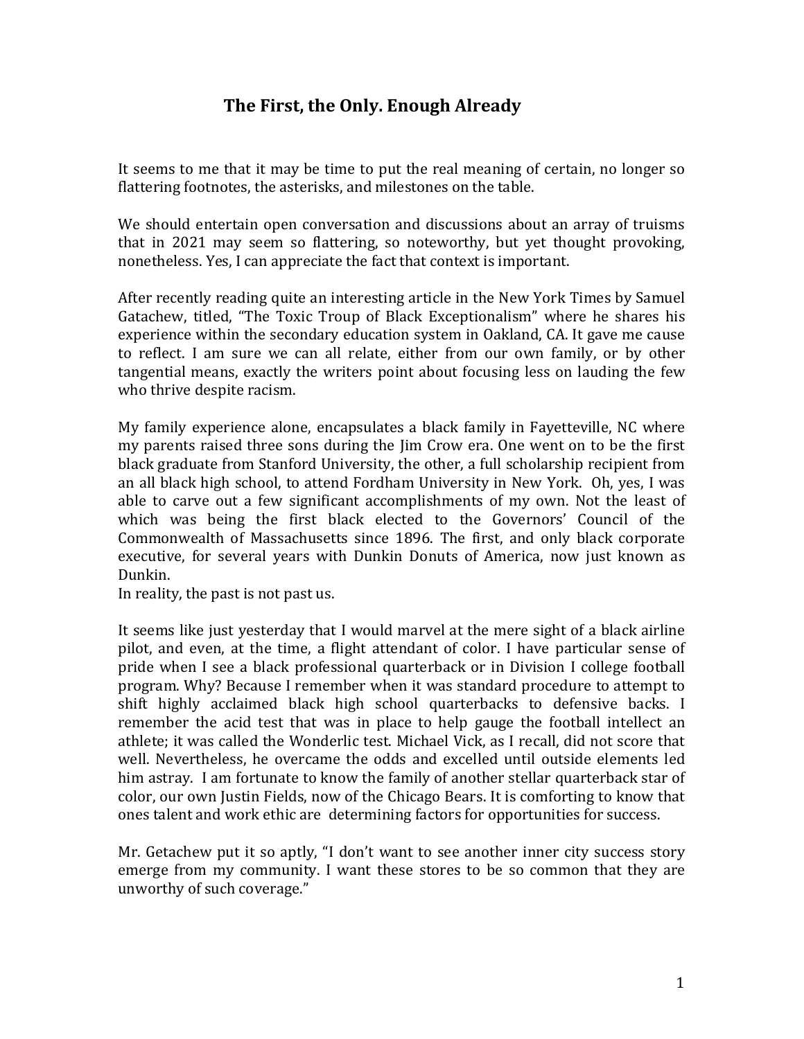# The First, the Only. Enough Already

It seems to me that it may be time to put the real meaning of certain, no longer so flattering footnotes, the asterisks, and milestones on the table.

We should entertain open conversation and discussions about an array of truisms that in 2021 may seem so flattering, so noteworthy, but yet thought provoking, nonetheless. Yes, I can appreciate the fact that context is important.

After recently reading quite an interesting article in the New York Times by Samuel Gatachew, titled, "The Toxic Troup of Black Exceptionalism" where he shares his experience within the secondary education system in Oakland, CA. It gave me cause to reflect. I am sure we can all relate, either from our own family, or by other tangential means, exactly the writers point about focusing less on lauding the few who thrive despite racism.

My family experience alone, encapsulates a black family in Fayetteville, NC where my parents raised three sons during the Jim Crow era. One went on to be the first black graduate from Stanford University, the other, a full scholarship recipient from an all black high school, to attend Fordham University in New York. Oh, yes, I was able to carve out a few significant accomplishments of my own. Not the least of which was being the first black elected to the Governors' Council of the Commonwealth of Massachusetts since 1896. The first, and only black corporate executive, for several years with Dunkin Donuts of America, now just known as Dunkin.

In reality, the past is not past us.

It seems like just yesterday that I would marvel at the mere sight of a black airline pilot, and even, at the time, a flight attendant of color. I have particular sense of pride when I see a black professional quarterback or in Division I college football program. Why? Because I remember when it was standard procedure to attempt to shift highly acclaimed black high school quarterbacks to defensive backs. I remember the acid test that was in place to help gauge the football intellect an athlete; it was called the Wonderlic test. Michael Vick, as I recall, did not score that well. Nevertheless, he overcame the odds and excelled until outside elements led him astray. I am fortunate to know the family of another stellar quarterback star of color, our own Justin Fields, now of the Chicago Bears. It is comforting to know that ones talent and work ethic are determining factors for opportunities for success.

Mr. Getachew put it so aptly, "I don't want to see another inner city success story emerge from my community. I want these stores to be so common that they are unworthy of such coverage."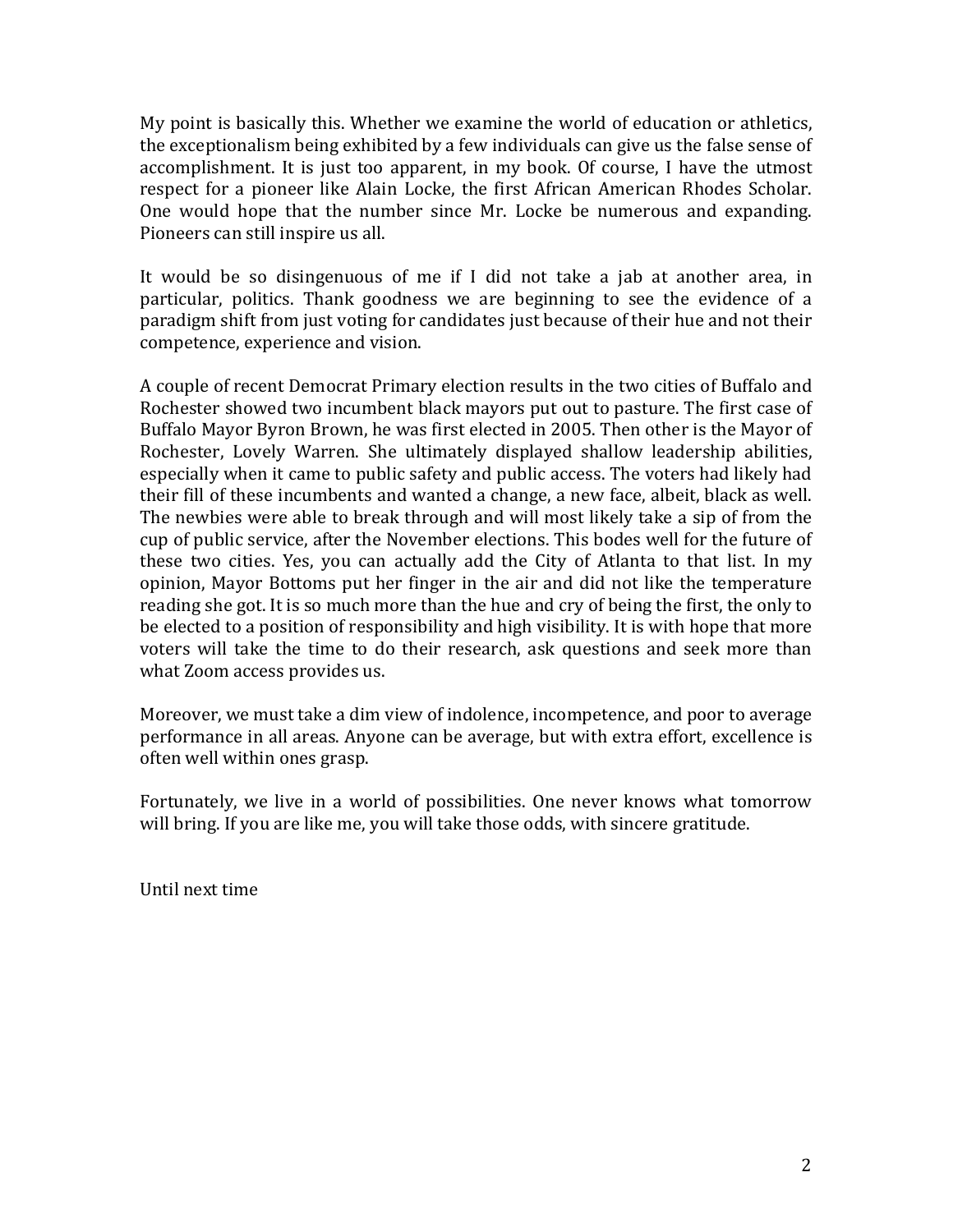My point is basically this. Whether we examine the world of education or athletics, the exceptionalism being exhibited by a few individuals can give us the false sense of accomplishment. It is just too apparent, in my book. Of course, I have the utmost respect for a pioneer like Alain Locke, the first African American Rhodes Scholar. One would hope that the number since Mr. Locke be numerous and expanding. Pioneers can still inspire us all.

It would be so disingenuous of me if I did not take a jab at another area, in particular, politics. Thank goodness we are beginning to see the evidence of a paradigm shift from just voting for candidates just because of their hue and not their competence, experience and vision.

A couple of recent Democrat Primary election results in the two cities of Buffalo and Rochester showed two incumbent black mayors put out to pasture. The first case of Buffalo Mayor Byron Brown, he was first elected in 2005. Then other is the Mayor of Rochester, Lovely Warren. She ultimately displayed shallow leadership abilities, especially when it came to public safety and public access. The voters had likely had their fill of these incumbents and wanted a change, a new face, albeit, black as well. The newbies were able to break through and will most likely take a sip of from the cup of public service, after the November elections. This bodes well for the future of these two cities. Yes, you can actually add the City of Atlanta to that list. In my opinion, Mayor Bottoms put her finger in the air and did not like the temperature reading she got. It is so much more than the hue and cry of being the first, the only to be elected to a position of responsibility and high visibility. It is with hope that more voters will take the time to do their research, ask questions and seek more than what Zoom access provides us.

Moreover, we must take a dim view of indolence, incompetence, and poor to average performance in all areas. Anyone can be average, but with extra effort, excellence is often well within ones grasp.

Fortunately, we live in a world of possibilities. One never knows what tomorrow will bring. If you are like me, you will take those odds, with sincere gratitude.

Until next time